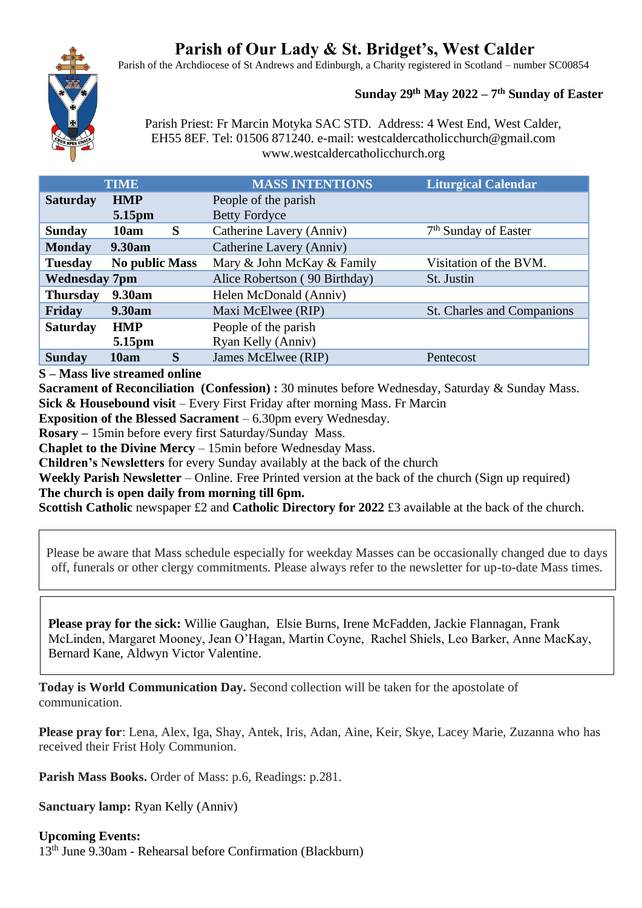# Parish of Our Lady & St. Bridget's, West Calder

Parish of the Archdiocese of St Andrews and Edinburgh, a Charity registered in Scotland – number SC00854

**Sunday 29th May 2022 – 7th Sunday of Easter**

Parish Priest: Fr Marcin Motyka SAC STD. Address: 4 West End, West Calder, EH55 8EF. Tel: 01506 871240. e-mail: westcaldercatholicchurch@gmail.com www.westcaldercatholicchurch.org

| TIME | | | MASS INTENTIONS | Liturgical Calendar |
|---|---|---|---|---|
| **Saturday** | **HMP** | | People of the parish | |
| | **5.15pm** | | Betty Fordyce | |
| **Sunday** | **10am** | **S** | Catherine Lavery (Anniv) | 7th Sunday of Easter |
| **Monday** | **9.30am** | | Catherine Lavery (Anniv) | |
| **Tuesday** | **No public Mass** | | Mary & John McKay & Family | Visitation of the BVM. |
| **Wednesday** | **7pm** | | Alice Robertson ( 90 Birthday) | St. Justin |
| **Thursday** | **9.30am** | | Helen McDonald (Anniv) | |
| **Friday** | **9.30am** | | Maxi McElwee (RIP) | St. Charles and Companions |
| **Saturday** | **HMP** | | People of the parish | |
| | **5.15pm** | | Ryan Kelly (Anniv) | |
| **Sunday** | **10am** | **S** | James McElwee (RIP) | Pentecost |

**S – Mass live streamed online**
**Sacrament of Reconciliation (Confession) :** 30 minutes before Wednesday, Saturday & Sunday Mass.
**Sick & Housebound visit** – Every First Friday after morning Mass. Fr Marcin
**Exposition of the Blessed Sacrament** – 6.30pm every Wednesday.
**Rosary –** 15min before every first Saturday/Sunday Mass.
**Chaplet to the Divine Mercy** – 15min before Wednesday Mass.
**Children's Newsletters** for every Sunday availably at the back of the church
**Weekly Parish Newsletter** – Online. Free Printed version at the back of the church (Sign up required)
**The church is open daily from morning till 6pm.**
**Scottish Catholic** newspaper £2 and **Catholic Directory for 2022** £3 available at the back of the church.

Please be aware that Mass schedule especially for weekday Masses can be occasionally changed due to days off, funerals or other clergy commitments. Please always refer to the newsletter for up-to-date Mass times.

**Please pray for the sick:** Willie Gaughan, Elsie Burns, Irene McFadden, Jackie Flannagan, Frank McLinden, Margaret Mooney, Jean O'Hagan, Martin Coyne, Rachel Shiels, Leo Barker, Anne MacKay, Bernard Kane, Aldwyn Victor Valentine.

**Today is World Communication Day.** Second collection will be taken for the apostolate of communication.

**Please pray for**: Lena, Alex, Iga, Shay, Antek, Iris, Adan, Aine, Keir, Skye, Lacey Marie, Zuzanna who has received their Frist Holy Communion.

**Parish Mass Books.** Order of Mass: p.6, Readings: p.281.

**Sanctuary lamp:** Ryan Kelly (Anniv)

**Upcoming Events:**
13th June 9.30am - Rehearsal before Confirmation (Blackburn)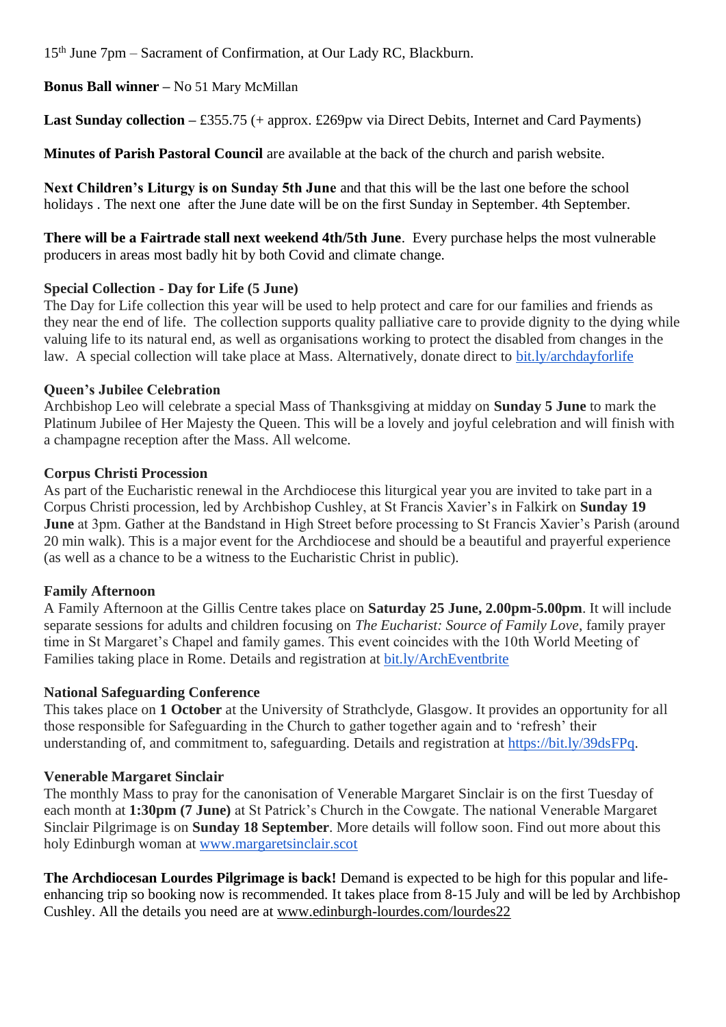15th June 7pm – Sacrament of Confirmation, at Our Lady RC, Blackburn.

**Bonus Ball winner –** No 51 Mary McMillan

**Last Sunday collection –** £355.75 (+ approx. £269pw via Direct Debits, Internet and Card Payments)

**Minutes of Parish Pastoral Council** are available at the back of the church and parish website.

**Next Children's Liturgy is on Sunday 5th June** and that this will be the last one before the school holidays . The next one after the June date will be on the first Sunday in September. 4th September.

**There will be a Fairtrade stall next weekend 4th/5th June**. Every purchase helps the most vulnerable producers in areas most badly hit by both Covid and climate change.

**Special Collection - Day for Life (5 June)**
The Day for Life collection this year will be used to help protect and care for our families and friends as they near the end of life. The collection supports quality palliative care to provide dignity to the dying while valuing life to its natural end, as well as organisations working to protect the disabled from changes in the law. A special collection will take place at Mass. Alternatively, donate direct to bit.ly/archdayforlife

**Queen's Jubilee Celebration**
Archbishop Leo will celebrate a special Mass of Thanksgiving at midday on **Sunday 5 June** to mark the Platinum Jubilee of Her Majesty the Queen. This will be a lovely and joyful celebration and will finish with a champagne reception after the Mass. All welcome.

**Corpus Christi Procession**
As part of the Eucharistic renewal in the Archdiocese this liturgical year you are invited to take part in a Corpus Christi procession, led by Archbishop Cushley, at St Francis Xavier's in Falkirk on **Sunday 19 June** at 3pm. Gather at the Bandstand in High Street before processing to St Francis Xavier's Parish (around 20 min walk). This is a major event for the Archdiocese and should be a beautiful and prayerful experience (as well as a chance to be a witness to the Eucharistic Christ in public).

**Family Afternoon**
A Family Afternoon at the Gillis Centre takes place on **Saturday 25 June, 2.00pm-5.00pm**. It will include separate sessions for adults and children focusing on *The Eucharist: Source of Family Love*, family prayer time in St Margaret's Chapel and family games. This event coincides with the 10th World Meeting of Families taking place in Rome. Details and registration at bit.ly/ArchEventbrite

**National Safeguarding Conference**
This takes place on **1 October** at the University of Strathclyde, Glasgow. It provides an opportunity for all those responsible for Safeguarding in the Church to gather together again and to 'refresh' their understanding of, and commitment to, safeguarding. Details and registration at https://bit.ly/39dsFPq.

**Venerable Margaret Sinclair**
The monthly Mass to pray for the canonisation of Venerable Margaret Sinclair is on the first Tuesday of each month at **1:30pm (7 June)** at St Patrick's Church in the Cowgate. The national Venerable Margaret Sinclair Pilgrimage is on **Sunday 18 September**. More details will follow soon. Find out more about this holy Edinburgh woman at www.margaretsinclair.scot

**The Archdiocesan Lourdes Pilgrimage is back!** Demand is expected to be high for this popular and life-enhancing trip so booking now is recommended. It takes place from 8-15 July and will be led by Archbishop Cushley. All the details you need are at www.edinburgh-lourdes.com/lourdes22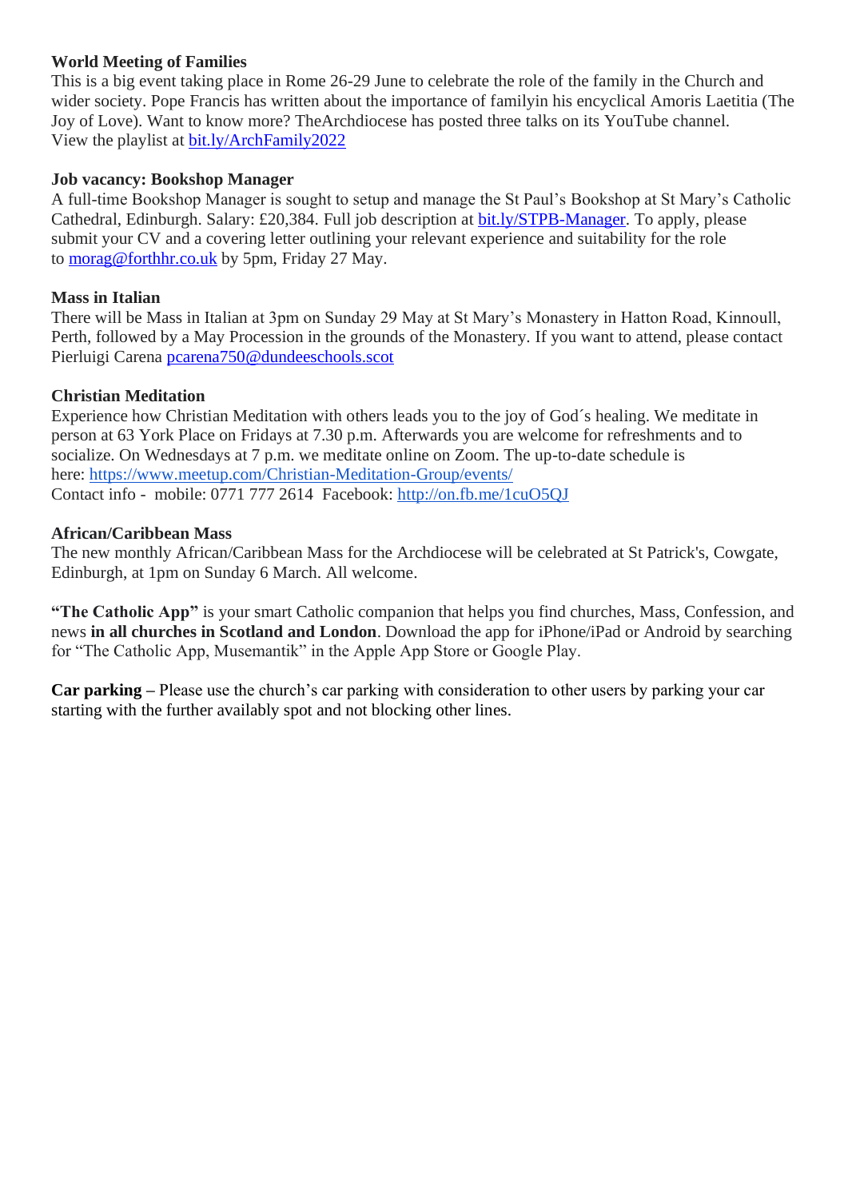**World Meeting of Families**

This is a big event taking place in Rome 26-29 June to celebrate the role of the family in the Church and wider society. Pope Francis has written about the importance of familyin his encyclical Amoris Laetitia (The Joy of Love). Want to know more? TheArchdiocese has posted three talks on its YouTube channel. View the playlist at bit.ly/ArchFamily2022

**Job vacancy: Bookshop Manager**

A full-time Bookshop Manager is sought to setup and manage the St Paul's Bookshop at St Mary's Catholic Cathedral, Edinburgh. Salary: £20,384. Full job description at bit.ly/STPB-Manager. To apply, please submit your CV and a covering letter outlining your relevant experience and suitability for the role to morag@forthhr.co.uk by 5pm, Friday 27 May.

**Mass in Italian**

There will be Mass in Italian at 3pm on Sunday 29 May at St Mary's Monastery in Hatton Road, Kinnoull, Perth, followed by a May Procession in the grounds of the Monastery. If you want to attend, please contact Pierluigi Carena pcarena750@dundeeschools.scot

**Christian Meditation**

Experience how Christian Meditation with others leads you to the joy of God´s healing. We meditate in person at 63 York Place on Fridays at 7.30 p.m. Afterwards you are welcome for refreshments and to socialize. On Wednesdays at 7 p.m. we meditate online on Zoom. The up-to-date schedule is here: https://www.meetup.com/Christian-Meditation-Group/events/
Contact info - mobile: 0771 777 2614 Facebook: http://on.fb.me/1cuO5QJ

**African/Caribbean Mass**

The new monthly African/Caribbean Mass for the Archdiocese will be celebrated at St Patrick's, Cowgate, Edinburgh, at 1pm on Sunday 6 March. All welcome.

**"The Catholic App"** is your smart Catholic companion that helps you find churches, Mass, Confession, and news **in all churches in Scotland and London**. Download the app for iPhone/iPad or Android by searching for "The Catholic App, Musemantik" in the Apple App Store or Google Play.

**Car parking –** Please use the church's car parking with consideration to other users by parking your car starting with the further availably spot and not blocking other lines.